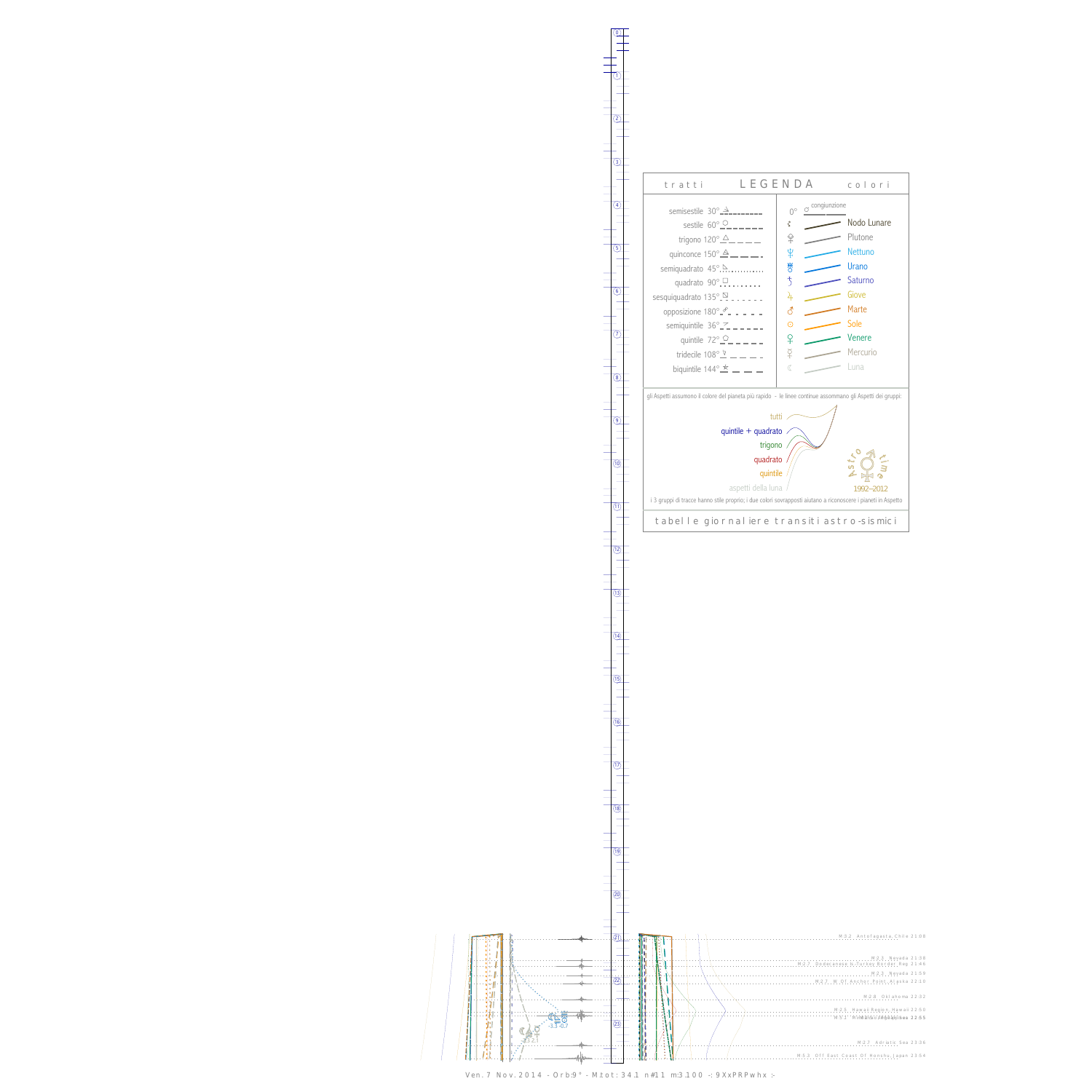## tratti — LEGENDA — colori

| tratti | colori |
|---|---|
| semisestile 30° | 0° ☌ congiunzione |
| sestile 60° | ☊ Nodo Lunare |
| trigono 120° | ♇ Plutone |
| quinconce 150° | ♆ Nettuno |
| semiquadrato 45° | ♅ Urano |
| quadrato 90° | ♄ Saturno |
| sesquiquadrato 135° | ♃ Giove |
| opposizione 180° | ♂ Marte |
| semiquintile 36° | ☉ Sole |
| quintile 72° | ♀ Venere |
| tridecile 108° | ☿ Mercurio |
| biquintile 144° | ☾ Luna |

gli Aspetti assumono il colore del pianeta più rapido - le linee continue assommano gli Aspetti dei gruppi:

- tutti
- quintile + quadrato
- trigono
- quadrato
- quintile
- aspetti della luna

Astro time 1992–2012

i 3 gruppi di tracce hanno stile proprio; i due colori sovrapposti aiutano a riconoscere i pianeti in Aspetto

tabelle giornaliere transiti astro-sismici

M 3.2 Antofagasta, Chile 21:08
M 2.5 Nevada 21:38
M 2.7 Dodecanese Is.-Turkey Border Reg 21:46
M 2.3 Nevada 21:59
M 2.7 W Of Anchor Point, Alaska 22:10
M 2.8 Oklahoma 22:32
M 2.5 Hawaii Region, Hawaii 22:50
M 5.1 ... 22:55
M 2.7 Adriatic Sea 23:36
M 5.3 Off East Coast Of Honshu, Japan 23:54

-3.3 -0.7

Ven. 7 Nov. 2014 - Orb:9° - M.tot: 34.1 n#11 m:3.100 -: 9XxPRPwhx :-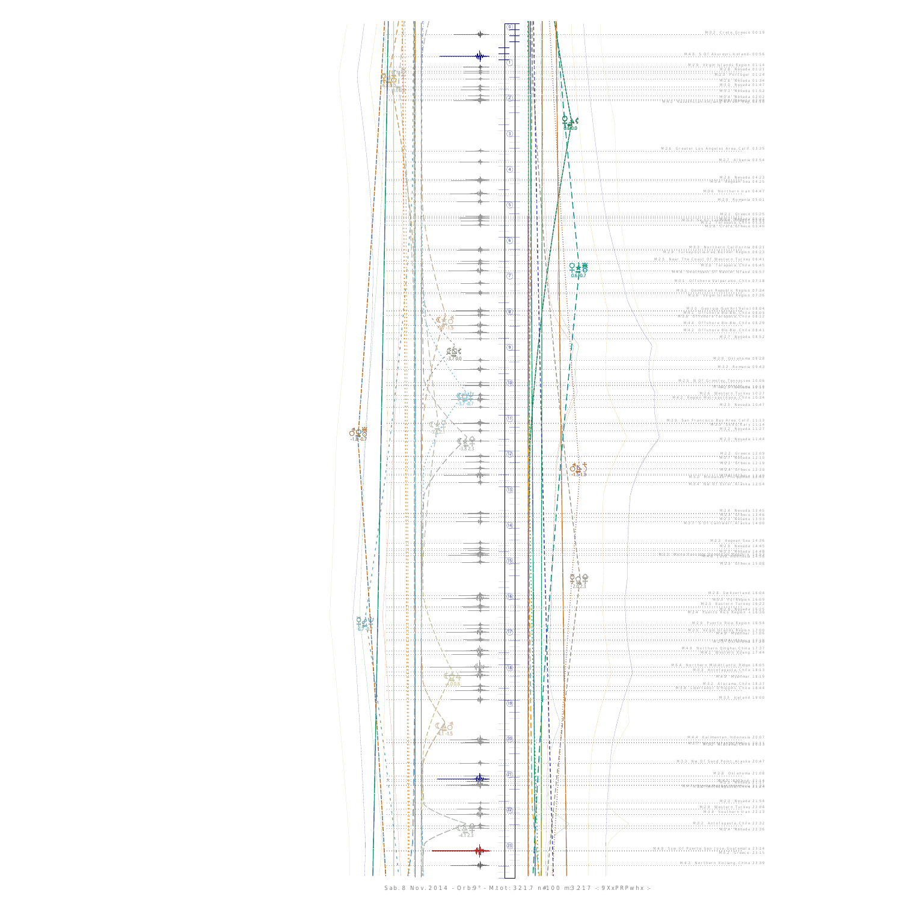M 3.2 Crete Greece 00:19

M 4.5 S Of Akureyri Iceland 00:56

M 2.9 Virgin Islands Region 01:14

M 2.8 Nevada 01:21

M 2.7 Portugal 01:24

M 2.6 Nevada 01:34

M 3.0 Nevada 01:47

M 3.1 Nevada 01:52

M 2.4 Nevada 02:02

M 2.6 Greater Los Angeles Area Calif. 03:35

M 2.7 Albania 03:54

M 2.6 Nevada 04:23

M 3.1 Aegean Sea 04:25

M 3.6 Northern Iran 04:47

M 2.8 Romania 05:01

M 2.2 Greece 05:25

M 2.8 Crete Greece 05:40

M 3.3 Northern California 06:21

M 2.5 Near The Coast Of Western Turkey 06:41

M 3.6 Tarapaca Chile 06:45

M 4.8 Southwest Of Easter Island 06:57

M 3.1 Offshore Valparaiso Chile 07:18

M 3.1 Dominican Republic Region 07:34

M 2.6 Virgin Islands Region 07:36

M 3.0 Georgia Sak'art'velo 08:04

M 4.2 Offshore Bio-Bio Chile 08:05

M 3.8 Offshore Tarapaca Chile 08:12

M 4.4 Offshore Bio-Bio Chile 08:29

M 4.2 Offshore Bio-Bio Chile 08:41

M 2.7 Nevada 08:52

M 2.9 Oklahoma 09:28

M 3.2 Romania 09:43

M 2.5 N Of Grimsley Tennessee 10:06

M 2.6 Western Turkey 10:27

M 4.2 Region Metropolitana Chile 10:34

M 2.5 Nevada 10:47

M 2.9 San Francisco Bay Area Calif. 11:13

M 2.5 Sicily Italy 11:14

M 3.2 Nevada 11:27

M 2.3 Nevada 11:44

M 2.2 Greece 12:09

M 2.1 Nevada 12:10

M 2.1 Greece 12:19

M 2.4 Greece 12:30

M 3.4 Nw Of Talkeetna Alaska 12:54

M 2.4 Nevada 13:45

M 2.3 Greece 13:46

M 2.3 Nevada 13:53

M 3.7 S Of Cantwell Alaska 14:00

M 2.3 Aegean Sea 14:36

M 2.3 Nevada 14:45

M 2.1 Nevada 14:49

M 2.1 Greece 15:08

M 2.8 Switzerland 16:04

M 2.5 Eastern Turkey 16:22

M 2.6 Puerto Rico Region 16:54

M 2.5 Virgin Islands Region 17:00

M 4.5 Myanmar 17:06

M 4.8 Northern Qinghai China 17:37

M 4.1 Western Xizang 17:44

M 5.6 Northern Mid-Atlantic Ridge 18:05

M 3.3 Antofagasta Chile 18:13

M 4.9 Myanmar 18:19

M 3.2 Atacama Chile 18:37

M 3.5 Iceland 19:00

M 4.4 Kalimantan Indonesia 20:07

M 3.3 Nw Of Sand Point Alaska 20:47

M 2.8 Oklahoma 21:08

M 2.5 Nevada 21:54

M 2.9 Western Turkey 22:04

M 3.9 Southern Iran 22:13

M 3.2 Antofagasta Chile 22:32

M 2.4 Nevada 22:36

M 4.9 Ssw Of Puerto San Jose Guatemala 23:14

M 2.2 Greece 23:15

M 4.3 Northern Xinjiang China 23:39

0.6 0.0

0.6 0.7

-1.5 -1.9

-2.0 2.3

-1.8 -0.7

-3.7 0.0

-3.7 -0.7

-3.8 2.3

-4.0 0.6

-4.1 -1.5

-4.1 2.3

Sab. 8 Nov. 2014 - Orb:9° - M.tot: 321.7 n#100 m:3.217 -: 9XxPRPwhx :-